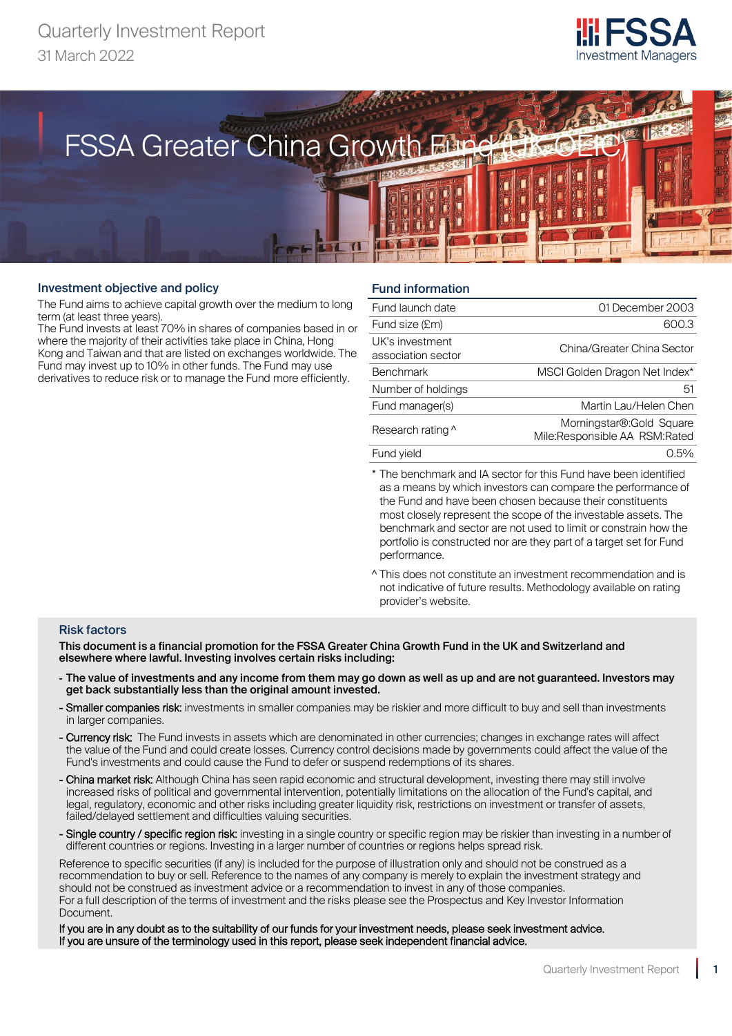Quarterly Investment Report
31 March 2022

FSSA Investment Managers

# FSSA Greater China Growth Fund (UK OEIC)

## Investment objective and policy

The Fund aims to achieve capital growth over the medium to long term (at least three years).
The Fund invests at least 70% in shares of companies based in or where the majority of their activities take place in China, Hong Kong and Taiwan and that are listed on exchanges worldwide. The Fund may invest up to 10% in other funds. The Fund may use derivatives to reduce risk or to manage the Fund more efficiently.

## Fund information

| | |
|---|---|
| Fund launch date | 01 December 2003 |
| Fund size (£m) | 600.3 |
| UK's investment association sector | China/Greater China Sector |
| Benchmark | MSCI Golden Dragon Net Index* |
| Number of holdings | 51 |
| Fund manager(s) | Martin Lau/Helen Chen |
| Research rating ^ | Morningstar®:Gold Square Mile:Responsible AA RSM:Rated |
| Fund yield | 0.5% |

* The benchmark and IA sector for this Fund have been identified as a means by which investors can compare the performance of the Fund and have been chosen because their constituents most closely represent the scope of the investable assets. The benchmark and sector are not used to limit or constrain how the portfolio is constructed nor are they part of a target set for Fund performance.

^ This does not constitute an investment recommendation and is not indicative of future results. Methodology available on rating provider's website.

## Risk factors

**This document is a financial promotion for the FSSA Greater China Growth Fund in the UK and Switzerland and elsewhere where lawful. Investing involves certain risks including:**

- **The value of investments and any income from them may go down as well as up and are not guaranteed. Investors may get back substantially less than the original amount invested.**
- Smaller companies risk: investments in smaller companies may be riskier and more difficult to buy and sell than investments in larger companies.
- Currency risk: The Fund invests in assets which are denominated in other currencies; changes in exchange rates will affect the value of the Fund and could create losses. Currency control decisions made by governments could affect the value of the Fund's investments and could cause the Fund to defer or suspend redemptions of its shares.
- China market risk: Although China has seen rapid economic and structural development, investing there may still involve increased risks of political and governmental intervention, potentially limitations on the allocation of the Fund's capital, and legal, regulatory, economic and other risks including greater liquidity risk, restrictions on investment or transfer of assets, failed/delayed settlement and difficulties valuing securities.
- Single country / specific region risk: investing in a single country or specific region may be riskier than investing in a number of different countries or regions. Investing in a larger number of countries or regions helps spread risk.

Reference to specific securities (if any) is included for the purpose of illustration only and should not be construed as a recommendation to buy or sell. Reference to the names of any company is merely to explain the investment strategy and should not be construed as investment advice or a recommendation to invest in any of those companies.
For a full description of the terms of investment and the risks please see the Prospectus and Key Investor Information Document.

If you are in any doubt as to the suitability of our funds for your investment needs, please seek investment advice.
If you are unsure of the terminology used in this report, please seek independent financial advice.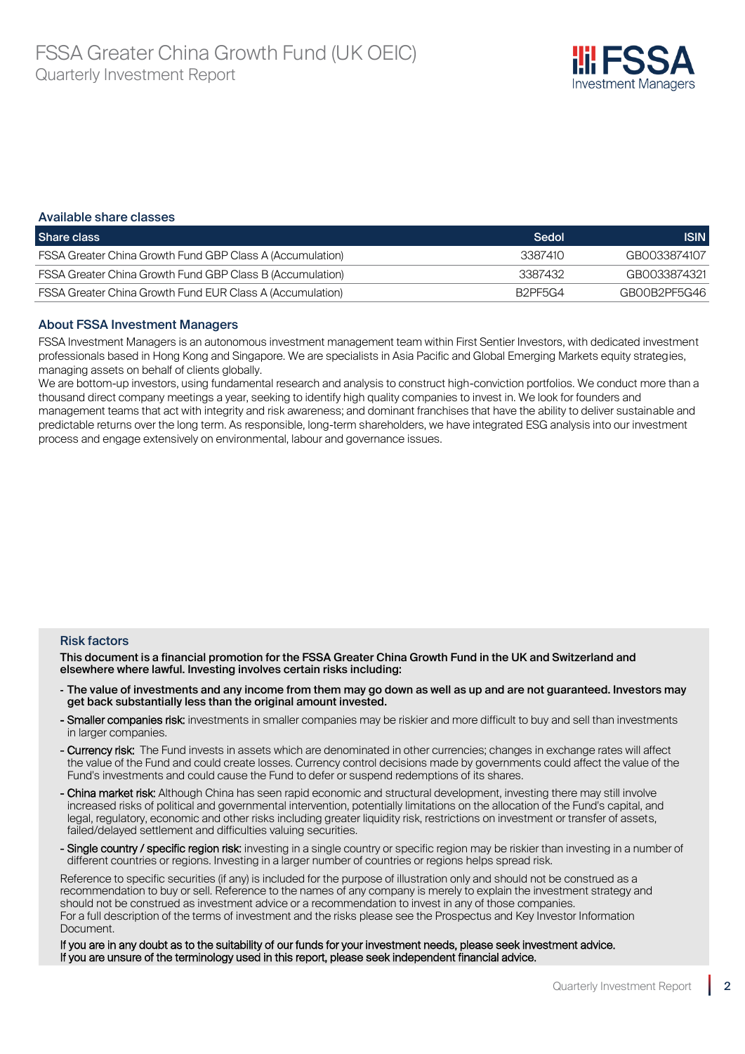## Available share classes

| Share class | Sedol | ISIN |
|---|---|---|
| FSSA Greater China Growth Fund GBP Class A (Accumulation) | 3387410 | GB0033874107 |
| FSSA Greater China Growth Fund GBP Class B (Accumulation) | 3387432 | GB0033874321 |
| FSSA Greater China Growth Fund EUR Class A (Accumulation) | B2PF5G4 | GB00B2PF5G46 |

## About FSSA Investment Managers

FSSA Investment Managers is an autonomous investment management team within First Sentier Investors, with dedicated investment professionals based in Hong Kong and Singapore. We are specialists in Asia Pacific and Global Emerging Markets equity strategies, managing assets on behalf of clients globally.

We are bottom-up investors, using fundamental research and analysis to construct high-conviction portfolios. We conduct more than a thousand direct company meetings a year, seeking to identify high quality companies to invest in. We look for founders and management teams that act with integrity and risk awareness; and dominant franchises that have the ability to deliver sustainable and predictable returns over the long term. As responsible, long-term shareholders, we have integrated ESG analysis into our investment process and engage extensively on environmental, labour and governance issues.

## Risk factors

**This document is a financial promotion for the FSSA Greater China Growth Fund in the UK and Switzerland and elsewhere where lawful. Investing involves certain risks including:**

- **The value of investments and any income from them may go down as well as up and are not guaranteed. Investors may get back substantially less than the original amount invested.**
- **Smaller companies risk:** investments in smaller companies may be riskier and more difficult to buy and sell than investments in larger companies.
- **Currency risk:** The Fund invests in assets which are denominated in other currencies; changes in exchange rates will affect the value of the Fund and could create losses. Currency control decisions made by governments could affect the value of the Fund's investments and could cause the Fund to defer or suspend redemptions of its shares.
- **China market risk:** Although China has seen rapid economic and structural development, investing there may still involve increased risks of political and governmental intervention, potentially limitations on the allocation of the Fund's capital, and legal, regulatory, economic and other risks including greater liquidity risk, restrictions on investment or transfer of assets, failed/delayed settlement and difficulties valuing securities.
- **Single country / specific region risk:** investing in a single country or specific region may be riskier than investing in a number of different countries or regions. Investing in a larger number of countries or regions helps spread risk.

Reference to specific securities (if any) is included for the purpose of illustration only and should not be construed as a recommendation to buy or sell. Reference to the names of any company is merely to explain the investment strategy and should not be construed as investment advice or a recommendation to invest in any of those companies.
For a full description of the terms of investment and the risks please see the Prospectus and Key Investor Information Document.

If you are in any doubt as to the suitability of our funds for your investment needs, please seek investment advice.
If you are unsure of the terminology used in this report, please seek independent financial advice.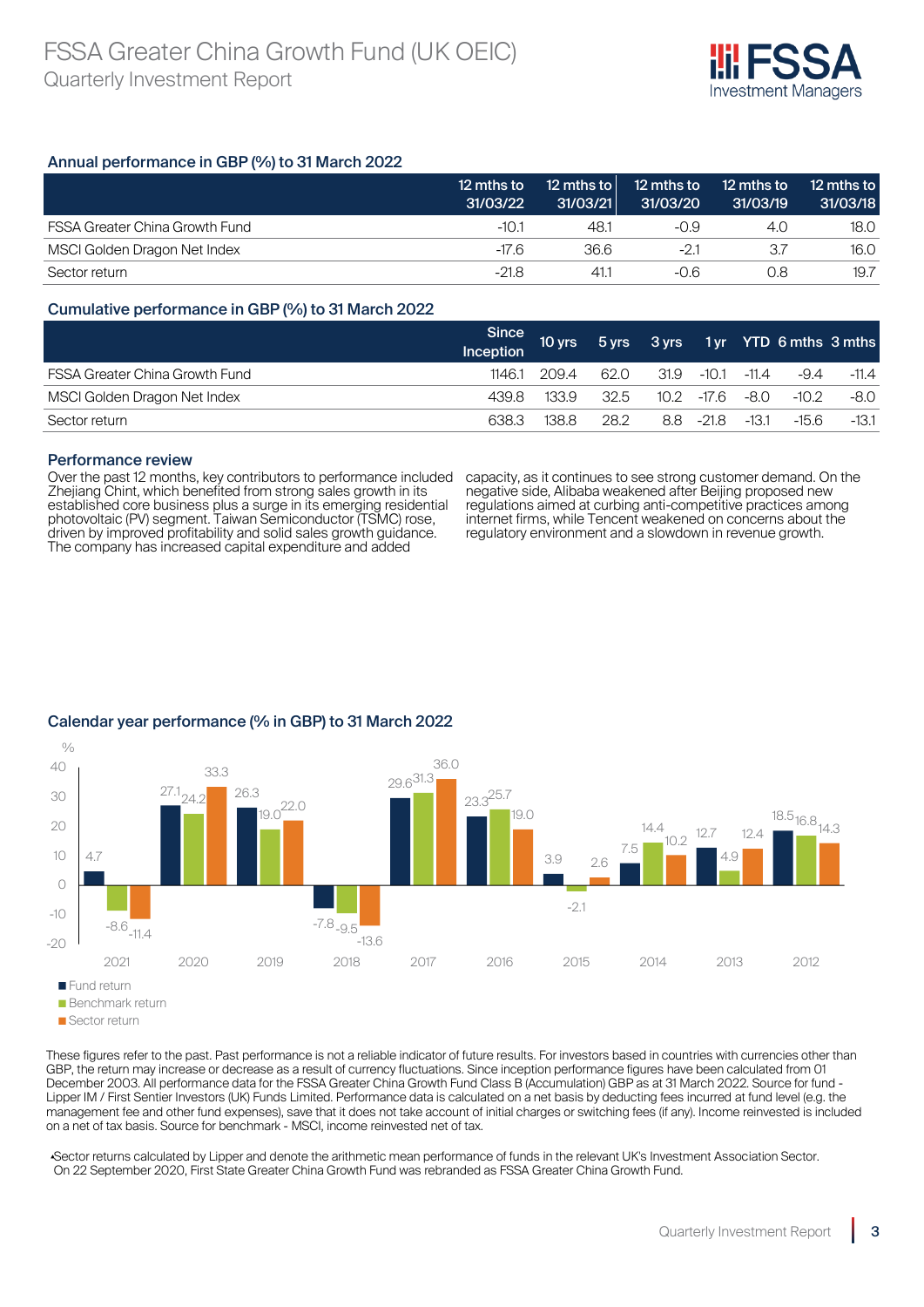## Annual performance in GBP (%) to 31 March 2022

| | 12 mths to 31/03/22 | 12 mths to 31/03/21 | 12 mths to 31/03/20 | 12 mths to 31/03/19 | 12 mths to 31/03/18 |
|---|---|---|---|---|---|
| FSSA Greater China Growth Fund | -10.1 | 48.1 | -0.9 | 4.0 | 18.0 |
| MSCI Golden Dragon Net Index | -17.6 | 36.6 | -2.1 | 3.7 | 16.0 |
| Sector return | -21.8 | 41.1 | -0.6 | 0.8 | 19.7 |

## Cumulative performance in GBP (%) to 31 March 2022

| | Since Inception | 10 yrs | 5 yrs | 3 yrs | 1 yr | YTD | 6 mths | 3 mths |
|---|---|---|---|---|---|---|---|---|
| FSSA Greater China Growth Fund | 1146.1 | 209.4 | 62.0 | 31.9 | -10.1 | -11.4 | -9.4 | -11.4 |
| MSCI Golden Dragon Net Index | 439.8 | 133.9 | 32.5 | 10.2 | -17.6 | -8.0 | -10.2 | -8.0 |
| Sector return | 638.3 | 138.8 | 28.2 | 8.8 | -21.8 | -13.1 | -15.6 | -13.1 |

## Performance review

Over the past 12 months, key contributors to performance included Zhejiang Chint, which benefited from strong sales growth in its established core business plus a surge in its emerging residential photovoltaic (PV) segment. Taiwan Semiconductor (TSMC) rose, driven by improved profitability and solid sales growth guidance. The company has increased capital expenditure and added capacity, as it continues to see strong customer demand. On the negative side, Alibaba weakened after Beijing proposed new regulations aimed at curbing anti-competitive practices among internet firms, while Tencent weakened on concerns about the regulatory environment and a slowdown in revenue growth.

## Calendar year performance (% in GBP) to 31 March 2022

| | 2021 | 2020 | 2019 | 2018 | 2017 | 2016 | 2015 | 2014 | 2013 | 2012 |
|---|---|---|---|---|---|---|---|---|---|---|
| Fund return | 4.7 | 27.1 | 26.3 | -7.8 | 29.6 | 23.3 | 3.9 | 7.5 | 12.7 | 18.5 |
| Benchmark return | -8.6 | 24.2 | 19.0 | -9.5 | 31.3 | 25.7 | -2.1 | 14.4 | 4.9 | 16.8 |
| Sector return | -11.4 | 33.3 | 22.0 | -13.6 | 36.0 | 19.0 | 2.6 | 10.2 | 12.4 | 14.3 |

These figures refer to the past. Past performance is not a reliable indicator of future results. For investors based in countries with currencies other than GBP, the return may increase or decrease as a result of currency fluctuations. Since inception performance figures have been calculated from 01 December 2003. All performance data for the FSSA Greater China Growth Fund Class B (Accumulation) GBP as at 31 March 2022. Source for fund - Lipper IM / First Sentier Investors (UK) Funds Limited. Performance data is calculated on a net basis by deducting fees incurred at fund level (e.g. the management fee and other fund expenses), save that it does not take account of initial charges or switching fees (if any). Income reinvested is included on a net of tax basis. Source for benchmark - MSCI, income reinvested net of tax.

•Sector returns calculated by Lipper and denote the arithmetic mean performance of funds in the relevant UK's Investment Association Sector. On 22 September 2020, First State Greater China Growth Fund was rebranded as FSSA Greater China Growth Fund.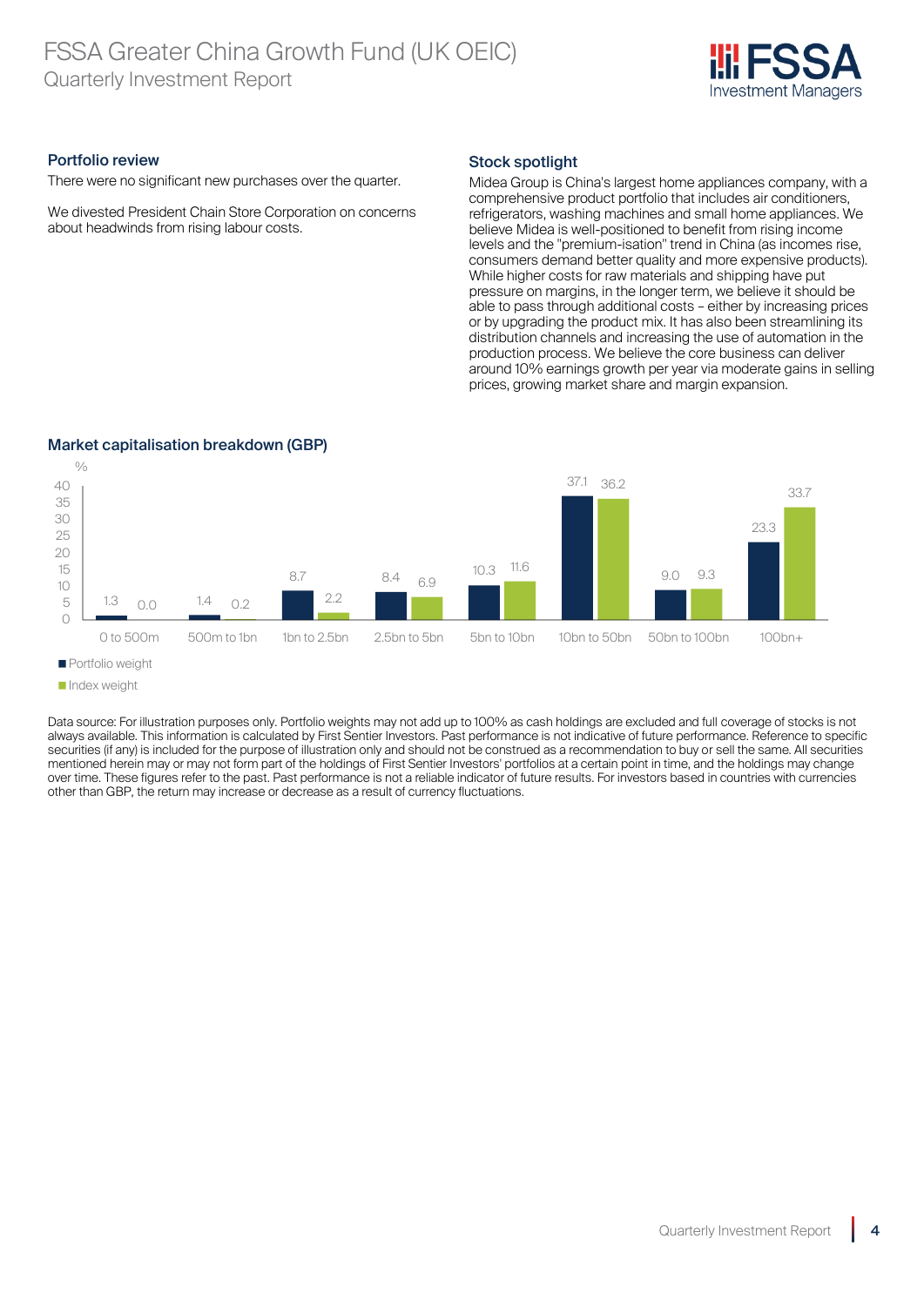## Portfolio review

There were no significant new purchases over the quarter.

We divested President Chain Store Corporation on concerns about headwinds from rising labour costs.

## Stock spotlight

Midea Group is China's largest home appliances company, with a comprehensive product portfolio that includes air conditioners, refrigerators, washing machines and small home appliances. We believe Midea is well-positioned to benefit from rising income levels and the "premium-isation" trend in China (as incomes rise, consumers demand better quality and more expensive products). While higher costs for raw materials and shipping have put pressure on margins, in the longer term, we believe it should be able to pass through additional costs – either by increasing prices or by upgrading the product mix. It has also been streamlining its distribution channels and increasing the use of automation in the production process. We believe the core business can deliver around 10% earnings growth per year via moderate gains in selling prices, growing market share and margin expansion.

## Market capitalisation breakdown (GBP)

| % | Portfolio weight | Index weight |
|---|---|---|
| 0 to 500m | 1.3 | 0.0 |
| 500m to 1bn | 1.4 | 0.2 |
| 1bn to 2.5bn | 8.7 | 2.2 |
| 2.5bn to 5bn | 8.4 | 6.9 |
| 5bn to 10bn | 10.3 | 11.6 |
| 10bn to 50bn | 37.1 | 36.2 |
| 50bn to 100bn | 9.0 | 9.3 |
| 100bn+ | 23.3 | 33.7 |

Data source: For illustration purposes only. Portfolio weights may not add up to 100% as cash holdings are excluded and full coverage of stocks is not always available. This information is calculated by First Sentier Investors. Past performance is not indicative of future performance. Reference to specific securities (if any) is included for the purpose of illustration only and should not be construed as a recommendation to buy or sell the same. All securities mentioned herein may or may not form part of the holdings of First Sentier Investors' portfolios at a certain point in time, and the holdings may change over time. These figures refer to the past. Past performance is not a reliable indicator of future results. For investors based in countries with currencies other than GBP, the return may increase or decrease as a result of currency fluctuations.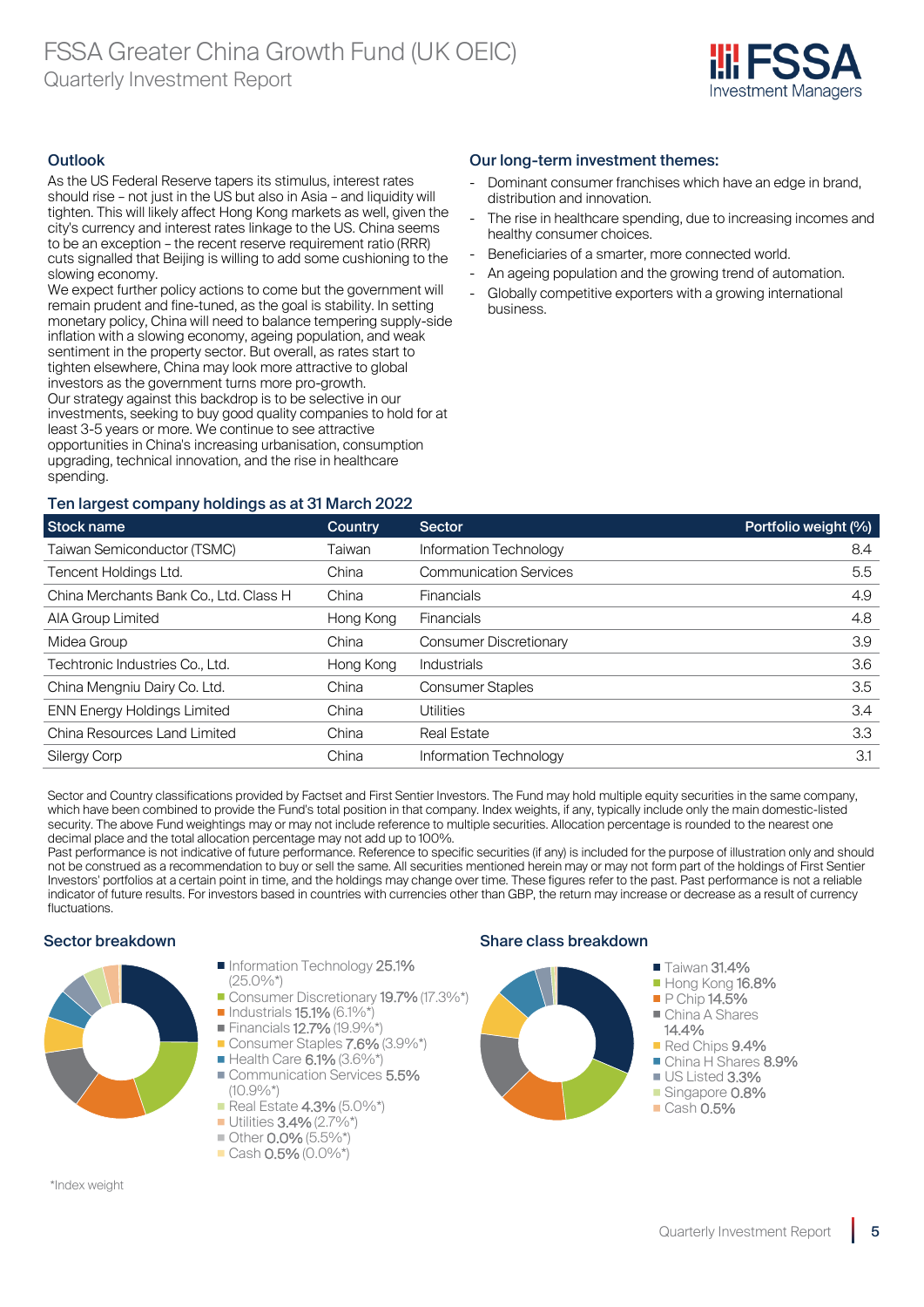## Outlook

As the US Federal Reserve tapers its stimulus, interest rates should rise – not just in the US but also in Asia – and liquidity will tighten. This will likely affect Hong Kong markets as well, given the city's currency and interest rates linkage to the US. China seems to be an exception – the recent reserve requirement ratio (RRR) cuts signalled that Beijing is willing to add some cushioning to the slowing economy.

We expect further policy actions to come but the government will remain prudent and fine-tuned, as the goal is stability. In setting monetary policy, China will need to balance tempering supply-side inflation with a slowing economy, ageing population, and weak sentiment in the property sector. But overall, as rates start to tighten elsewhere, China may look more attractive to global investors as the government turns more pro-growth.

Our strategy against this backdrop is to be selective in our investments, seeking to buy good quality companies to hold for at least 3-5 years or more. We continue to see attractive opportunities in China's increasing urbanisation, consumption upgrading, technical innovation, and the rise in healthcare spending.

## Our long-term investment themes:

- Dominant consumer franchises which have an edge in brand, distribution and innovation.
- The rise in healthcare spending, due to increasing incomes and healthy consumer choices.
- Beneficiaries of a smarter, more connected world.
- An ageing population and the growing trend of automation.
- Globally competitive exporters with a growing international business.

## Ten largest company holdings as at 31 March 2022

| Stock name | Country | Sector | Portfolio weight (%) |
|---|---|---|---|
| Taiwan Semiconductor (TSMC) | Taiwan | Information Technology | 8.4 |
| Tencent Holdings Ltd. | China | Communication Services | 5.5 |
| China Merchants Bank Co., Ltd. Class H | China | Financials | 4.9 |
| AIA Group Limited | Hong Kong | Financials | 4.8 |
| Midea Group | China | Consumer Discretionary | 3.9 |
| Techtronic Industries Co., Ltd. | Hong Kong | Industrials | 3.6 |
| China Mengniu Dairy Co. Ltd. | China | Consumer Staples | 3.5 |
| ENN Energy Holdings Limited | China | Utilities | 3.4 |
| China Resources Land Limited | China | Real Estate | 3.3 |
| Silergy Corp | China | Information Technology | 3.1 |

Sector and Country classifications provided by Factset and First Sentier Investors. The Fund may hold multiple equity securities in the same company, which have been combined to provide the Fund's total position in that company. Index weights, if any, typically include only the main domestic-listed security. The above Fund weightings may or may not include reference to multiple securities. Allocation percentage is rounded to the nearest one decimal place and the total allocation percentage may not add up to 100%.

Past performance is not indicative of future performance. Reference to specific securities (if any) is included for the purpose of illustration only and should not be construed as a recommendation to buy or sell the same. All securities mentioned herein may or may not form part of the holdings of First Sentier Investors' portfolios at a certain point in time, and the holdings may change over time. These figures refer to the past. Past performance is not a reliable indicator of future results. For investors based in countries with currencies other than GBP, the return may increase or decrease as a result of currency fluctuations.

## Sector breakdown

- Information Technology **25.1%** (25.0%*)
- Consumer Discretionary **19.7%** (17.3%*)
- Industrials **15.1%** (6.1%*)
- Financials **12.7%** (19.9%*)
- Consumer Staples **7.6%** (3.9%*)
- Health Care **6.1%** (3.6%*)
- Communication Services **5.5%** (10.9%*)
- Real Estate **4.3%** (5.0%*)
- Utilities **3.4%** (2.7%*)
- Other **0.0%** (5.5%*)
- Cash **0.5%** (0.0%*)

## Share class breakdown

- Taiwan **31.4%**
- Hong Kong **16.8%**
- P Chip **14.5%**
- China A Shares **14.4%**
- Red Chips **9.4%**
- China H Shares **8.9%**
- US Listed **3.3%**
- Singapore **0.8%**
- Cash **0.5%**

*Index weight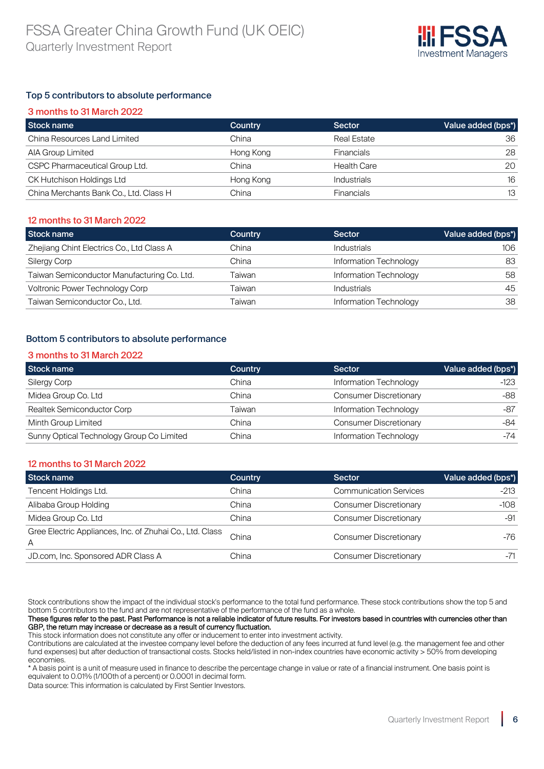## Top 5 contributors to absolute performance

### 3 months to 31 March 2022

| Stock name | Country | Sector | Value added (bps*) |
|---|---|---|---|
| China Resources Land Limited | China | Real Estate | 36 |
| AIA Group Limited | Hong Kong | Financials | 28 |
| CSPC Pharmaceutical Group Ltd. | China | Health Care | 20 |
| CK Hutchison Holdings Ltd | Hong Kong | Industrials | 16 |
| China Merchants Bank Co., Ltd. Class H | China | Financials | 13 |

### 12 months to 31 March 2022

| Stock name | Country | Sector | Value added (bps*) |
|---|---|---|---|
| Zhejiang Chint Electrics Co., Ltd Class A | China | Industrials | 106 |
| Silergy Corp | China | Information Technology | 83 |
| Taiwan Semiconductor Manufacturing Co. Ltd. | Taiwan | Information Technology | 58 |
| Voltronic Power Technology Corp | Taiwan | Industrials | 45 |
| Taiwan Semiconductor Co., Ltd. | Taiwan | Information Technology | 38 |

## Bottom 5 contributors to absolute performance

### 3 months to 31 March 2022

| Stock name | Country | Sector | Value added (bps*) |
|---|---|---|---|
| Silergy Corp | China | Information Technology | -123 |
| Midea Group Co. Ltd | China | Consumer Discretionary | -88 |
| Realtek Semiconductor Corp | Taiwan | Information Technology | -87 |
| Minth Group Limited | China | Consumer Discretionary | -84 |
| Sunny Optical Technology Group Co Limited | China | Information Technology | -74 |

### 12 months to 31 March 2022

| Stock name | Country | Sector | Value added (bps*) |
|---|---|---|---|
| Tencent Holdings Ltd. | China | Communication Services | -213 |
| Alibaba Group Holding | China | Consumer Discretionary | -108 |
| Midea Group Co. Ltd | China | Consumer Discretionary | -91 |
| Gree Electric Appliances, Inc. of Zhuhai Co., Ltd. Class A | China | Consumer Discretionary | -76 |
| JD.com, Inc. Sponsored ADR Class A | China | Consumer Discretionary | -71 |

Stock contributions show the impact of the individual stock's performance to the total fund performance. These stock contributions show the top 5 and bottom 5 contributors to the fund and are not representative of the performance of the fund as a whole.

**These figures refer to the past. Past Performance is not a reliable indicator of future results. For investors based in countries with currencies other than GBP, the return may increase or decrease as a result of currency fluctuation.**

This stock information does not constitute any offer or inducement to enter into investment activity.

Contributions are calculated at the investee company level before the deduction of any fees incurred at fund level (e.g. the management fee and other fund expenses) but after deduction of transactional costs. Stocks held/listed in non-index countries have economic activity > 50% from developing economies.

* A basis point is a unit of measure used in finance to describe the percentage change in value or rate of a financial instrument. One basis point is equivalent to 0.01% (1/100th of a percent) or 0.0001 in decimal form.

Data source: This information is calculated by First Sentier Investors.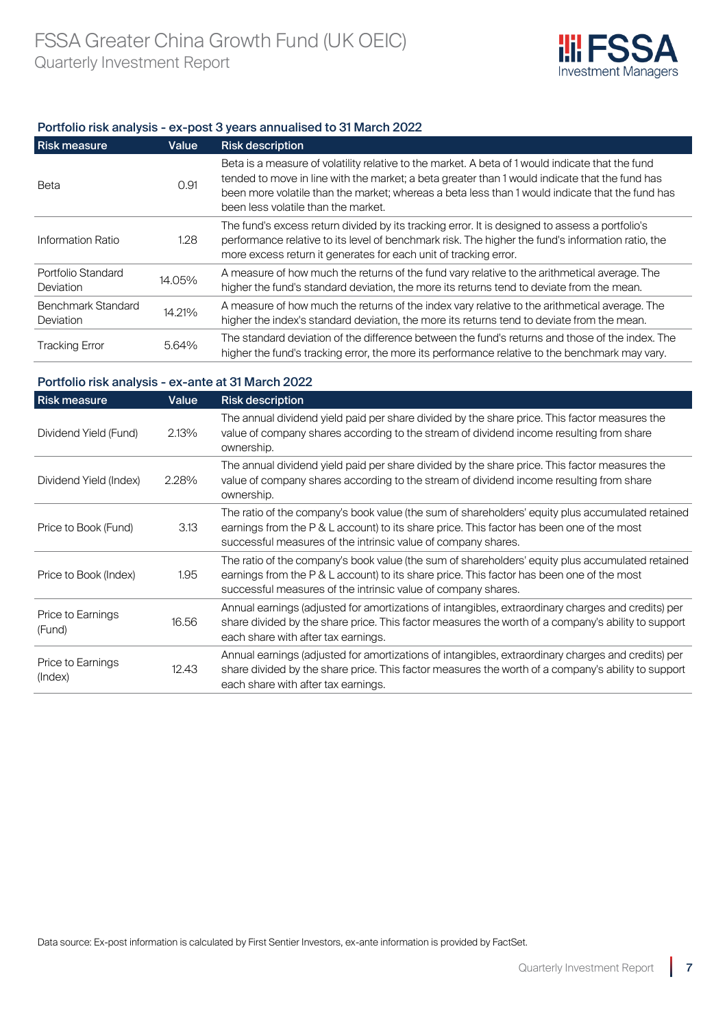## Portfolio risk analysis - ex-post 3 years annualised to 31 March 2022

| Risk measure | Value | Risk description |
|---|---|---|
| Beta | 0.91 | Beta is a measure of volatility relative to the market. A beta of 1 would indicate that the fund tended to move in line with the market; a beta greater than 1 would indicate that the fund has been more volatile than the market; whereas a beta less than 1 would indicate that the fund has been less volatile than the market. |
| Information Ratio | 1.28 | The fund's excess return divided by its tracking error. It is designed to assess a portfolio's performance relative to its level of benchmark risk. The higher the fund's information ratio, the more excess return it generates for each unit of tracking error. |
| Portfolio Standard Deviation | 14.05% | A measure of how much the returns of the fund vary relative to the arithmetical average. The higher the fund's standard deviation, the more its returns tend to deviate from the mean. |
| Benchmark Standard Deviation | 14.21% | A measure of how much the returns of the index vary relative to the arithmetical average. The higher the index's standard deviation, the more its returns tend to deviate from the mean. |
| Tracking Error | 5.64% | The standard deviation of the difference between the fund's returns and those of the index. The higher the fund's tracking error, the more its performance relative to the benchmark may vary. |

## Portfolio risk analysis - ex-ante at 31 March 2022

| Risk measure | Value | Risk description |
|---|---|---|
| Dividend Yield (Fund) | 2.13% | The annual dividend yield paid per share divided by the share price. This factor measures the value of company shares according to the stream of dividend income resulting from share ownership. |
| Dividend Yield (Index) | 2.28% | The annual dividend yield paid per share divided by the share price. This factor measures the value of company shares according to the stream of dividend income resulting from share ownership. |
| Price to Book (Fund) | 3.13 | The ratio of the company's book value (the sum of shareholders' equity plus accumulated retained earnings from the P & L account) to its share price. This factor has been one of the most successful measures of the intrinsic value of company shares. |
| Price to Book (Index) | 1.95 | The ratio of the company's book value (the sum of shareholders' equity plus accumulated retained earnings from the P & L account) to its share price. This factor has been one of the most successful measures of the intrinsic value of company shares. |
| Price to Earnings (Fund) | 16.56 | Annual earnings (adjusted for amortizations of intangibles, extraordinary charges and credits) per share divided by the share price. This factor measures the worth of a company's ability to support each share with after tax earnings. |
| Price to Earnings (Index) | 12.43 | Annual earnings (adjusted for amortizations of intangibles, extraordinary charges and credits) per share divided by the share price. This factor measures the worth of a company's ability to support each share with after tax earnings. |

Data source: Ex-post information is calculated by First Sentier Investors, ex-ante information is provided by FactSet.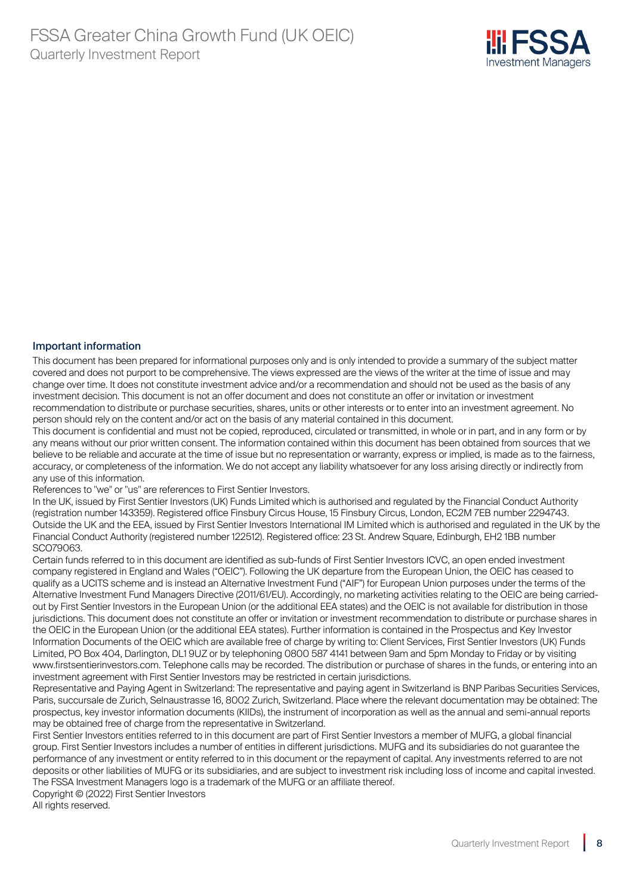## Important information

This document has been prepared for informational purposes only and is only intended to provide a summary of the subject matter covered and does not purport to be comprehensive. The views expressed are the views of the writer at the time of issue and may change over time. It does not constitute investment advice and/or a recommendation and should not be used as the basis of any investment decision. This document is not an offer document and does not constitute an offer or invitation or investment recommendation to distribute or purchase securities, shares, units or other interests or to enter into an investment agreement. No person should rely on the content and/or act on the basis of any material contained in this document.

This document is confidential and must not be copied, reproduced, circulated or transmitted, in whole or in part, and in any form or by any means without our prior written consent. The information contained within this document has been obtained from sources that we believe to be reliable and accurate at the time of issue but no representation or warranty, express or implied, is made as to the fairness, accuracy, or completeness of the information. We do not accept any liability whatsoever for any loss arising directly or indirectly from any use of this information.

References to "we" or "us" are references to First Sentier Investors.

In the UK, issued by First Sentier Investors (UK) Funds Limited which is authorised and regulated by the Financial Conduct Authority (registration number 143359). Registered office Finsbury Circus House, 15 Finsbury Circus, London, EC2M 7EB number 2294743. Outside the UK and the EEA, issued by First Sentier Investors International IM Limited which is authorised and regulated in the UK by the Financial Conduct Authority (registered number 122512). Registered office: 23 St. Andrew Square, Edinburgh, EH2 1BB number SCO79063.

Certain funds referred to in this document are identified as sub-funds of First Sentier Investors ICVC, an open ended investment company registered in England and Wales ("OEIC"). Following the UK departure from the European Union, the OEIC has ceased to qualify as a UCITS scheme and is instead an Alternative Investment Fund ("AIF") for European Union purposes under the terms of the Alternative Investment Fund Managers Directive (2011/61/EU). Accordingly, no marketing activities relating to the OEIC are being carried-out by First Sentier Investors in the European Union (or the additional EEA states) and the OEIC is not available for distribution in those jurisdictions. This document does not constitute an offer or invitation or investment recommendation to distribute or purchase shares in the OEIC in the European Union (or the additional EEA states). Further information is contained in the Prospectus and Key Investor Information Documents of the OEIC which are available free of charge by writing to: Client Services, First Sentier Investors (UK) Funds Limited, PO Box 404, Darlington, DL1 9UZ or by telephoning 0800 587 4141 between 9am and 5pm Monday to Friday or by visiting www.firstsentierinvestors.com. Telephone calls may be recorded. The distribution or purchase of shares in the funds, or entering into an investment agreement with First Sentier Investors may be restricted in certain jurisdictions.

Representative and Paying Agent in Switzerland: The representative and paying agent in Switzerland is BNP Paribas Securities Services, Paris, succursale de Zurich, Selnaustrasse 16, 8002 Zurich, Switzerland. Place where the relevant documentation may be obtained: The prospectus, key investor information documents (KIIDs), the instrument of incorporation as well as the annual and semi-annual reports may be obtained free of charge from the representative in Switzerland.

First Sentier Investors entities referred to in this document are part of First Sentier Investors a member of MUFG, a global financial group. First Sentier Investors includes a number of entities in different jurisdictions. MUFG and its subsidiaries do not guarantee the performance of any investment or entity referred to in this document or the repayment of capital. Any investments referred to are not deposits or other liabilities of MUFG or its subsidiaries, and are subject to investment risk including loss of income and capital invested. The FSSA Investment Managers logo is a trademark of the MUFG or an affiliate thereof.

Copyright © (2022) First Sentier Investors

All rights reserved.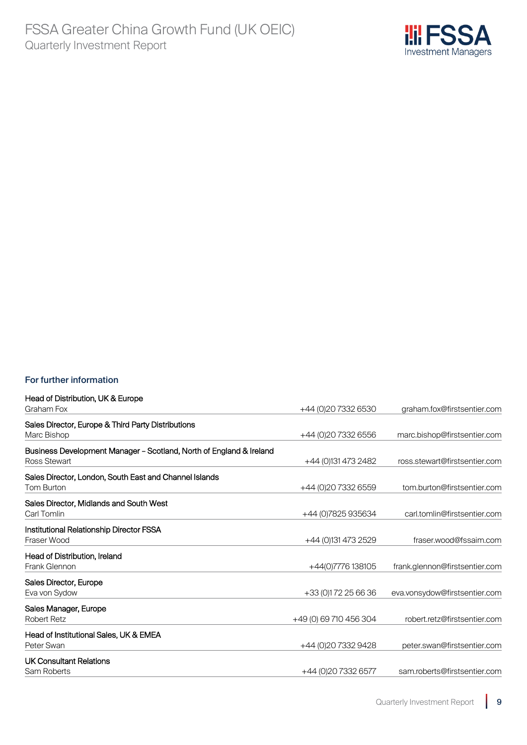## For further information

| | | |
|---|---|---|
| **Head of Distribution, UK & Europe**<br>Graham Fox | +44 (0)20 7332 6530 | graham.fox@firstsentier.com |
| **Sales Director, Europe & Third Party Distributions**<br>Marc Bishop | +44 (0)20 7332 6556 | marc.bishop@firstsentier.com |
| **Business Development Manager – Scotland, North of England & Ireland**<br>Ross Stewart | +44 (0)131 473 2482 | ross.stewart@firstsentier.com |
| **Sales Director, London, South East and Channel Islands**<br>Tom Burton | +44 (0)20 7332 6559 | tom.burton@firstsentier.com |
| **Sales Director, Midlands and South West**<br>Carl Tomlin | +44 (0)7825 935634 | carl.tomlin@firstsentier.com |
| **Institutional Relationship Director FSSA**<br>Fraser Wood | +44 (0)131 473 2529 | fraser.wood@fssaim.com |
| **Head of Distribution, Ireland**<br>Frank Glennon | +44(0)7776 138105 | frank.glennon@firstsentier.com |
| **Sales Director, Europe**<br>Eva von Sydow | +33 (0)1 72 25 66 36 | eva.vonsydow@firstsentier.com |
| **Sales Manager, Europe**<br>Robert Retz | +49 (0) 69 710 456 304 | robert.retz@firstsentier.com |
| **Head of Institutional Sales, UK & EMEA**<br>Peter Swan | +44 (0)20 7332 9428 | peter.swan@firstsentier.com |
| **UK Consultant Relations**<br>Sam Roberts | +44 (0)20 7332 6577 | sam.roberts@firstsentier.com |